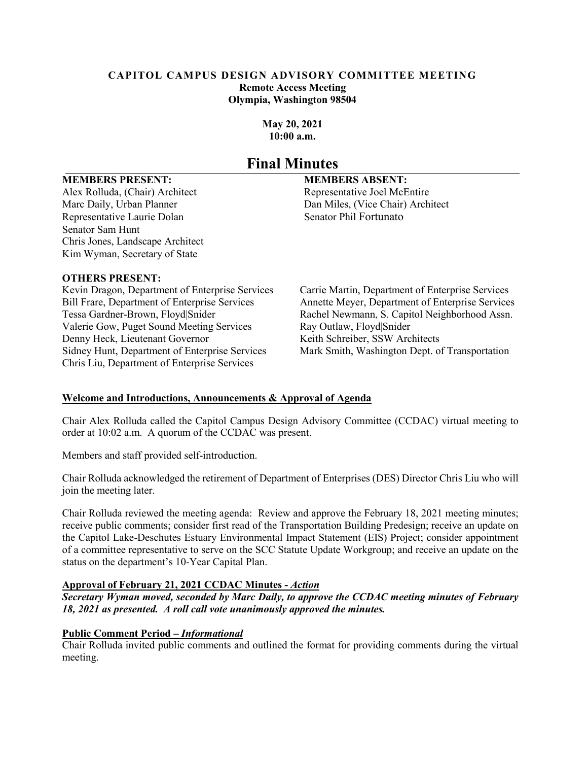**CAPITOL CAMPUS DESIGN ADVISORY COMMITTEE MEETING**
**Remote Access Meeting**
**Olympia, Washington 98504**

**May 20, 2021**
**10:00 a.m.**

# Final Minutes

**MEMBERS PRESENT:**

Alex Rolluda, (Chair) Architect
Marc Daily, Urban Planner
Representative Laurie Dolan
Senator Sam Hunt
Chris Jones, Landscape Architect
Kim Wyman, Secretary of State

**MEMBERS ABSENT:**

Representative Joel McEntire
Dan Miles, (Vice Chair) Architect
Senator Phil Fortunato

**OTHERS PRESENT:**

Kevin Dragon, Department of Enterprise Services
Bill Frare, Department of Enterprise Services
Tessa Gardner-Brown, Floyd|Snider
Valerie Gow, Puget Sound Meeting Services
Denny Heck, Lieutenant Governor
Sidney Hunt, Department of Enterprise Services
Chris Liu, Department of Enterprise Services
Carrie Martin, Department of Enterprise Services
Annette Meyer, Department of Enterprise Services
Rachel Newmann, S. Capitol Neighborhood Assn.
Ray Outlaw, Floyd|Snider
Keith Schreiber, SSW Architects
Mark Smith, Washington Dept. of Transportation

**Welcome and Introductions, Announcements & Approval of Agenda**

Chair Alex Rolluda called the Capitol Campus Design Advisory Committee (CCDAC) virtual meeting to order at 10:02 a.m. A quorum of the CCDAC was present.

Members and staff provided self-introduction.

Chair Rolluda acknowledged the retirement of Department of Enterprises (DES) Director Chris Liu who will join the meeting later.

Chair Rolluda reviewed the meeting agenda: Review and approve the February 18, 2021 meeting minutes; receive public comments; consider first read of the Transportation Building Predesign; receive an update on the Capitol Lake-Deschutes Estuary Environmental Impact Statement (EIS) Project; consider appointment of a committee representative to serve on the SCC Statute Update Workgroup; and receive an update on the status on the department's 10-Year Capital Plan.

**Approval of February 21, 2021 CCDAC Minutes -** ***Action***

***Secretary Wyman moved, seconded by Marc Daily, to approve the CCDAC meeting minutes of February 18, 2021 as presented. A roll call vote unanimously approved the minutes.***

**Public Comment Period –** ***Informational***

Chair Rolluda invited public comments and outlined the format for providing comments during the virtual meeting.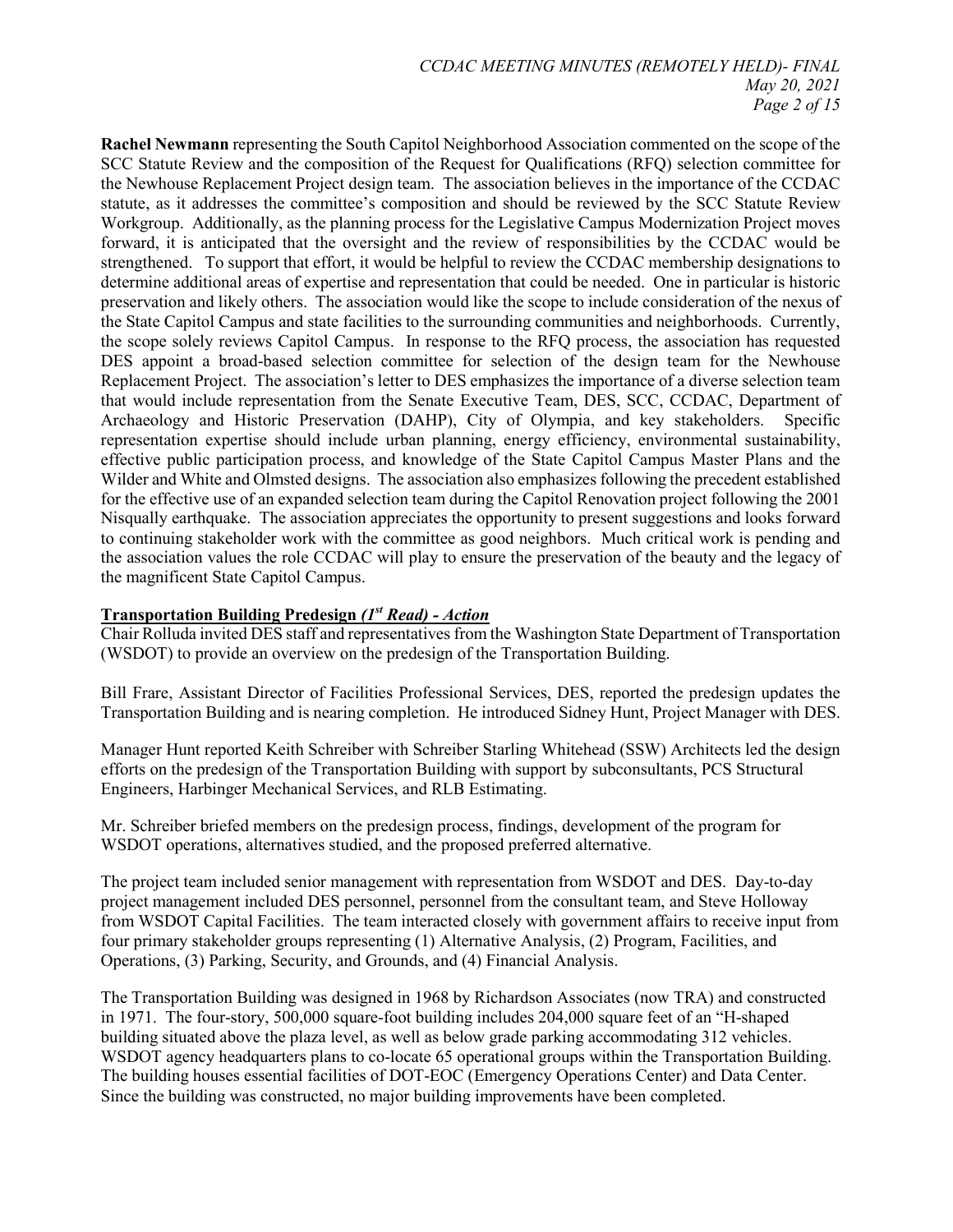**Rachel Newmann** representing the South Capitol Neighborhood Association commented on the scope of the SCC Statute Review and the composition of the Request for Qualifications (RFQ) selection committee for the Newhouse Replacement Project design team. The association believes in the importance of the CCDAC statute, as it addresses the committee's composition and should be reviewed by the SCC Statute Review Workgroup. Additionally, as the planning process for the Legislative Campus Modernization Project moves forward, it is anticipated that the oversight and the review of responsibilities by the CCDAC would be strengthened. To support that effort, it would be helpful to review the CCDAC membership designations to determine additional areas of expertise and representation that could be needed. One in particular is historic preservation and likely others. The association would like the scope to include consideration of the nexus of the State Capitol Campus and state facilities to the surrounding communities and neighborhoods. Currently, the scope solely reviews Capitol Campus. In response to the RFQ process, the association has requested DES appoint a broad-based selection committee for selection of the design team for the Newhouse Replacement Project. The association's letter to DES emphasizes the importance of a diverse selection team that would include representation from the Senate Executive Team, DES, SCC, CCDAC, Department of Archaeology and Historic Preservation (DAHP), City of Olympia, and key stakeholders. Specific representation expertise should include urban planning, energy efficiency, environmental sustainability, effective public participation process, and knowledge of the State Capitol Campus Master Plans and the Wilder and White and Olmsted designs. The association also emphasizes following the precedent established for the effective use of an expanded selection team during the Capitol Renovation project following the 2001 Nisqually earthquake. The association appreciates the opportunity to present suggestions and looks forward to continuing stakeholder work with the committee as good neighbors. Much critical work is pending and the association values the role CCDAC will play to ensure the preservation of the beauty and the legacy of the magnificent State Capitol Campus.

**Transportation Building Predesign *(1st Read) - Action***

Chair Rolluda invited DES staff and representatives from the Washington State Department of Transportation (WSDOT) to provide an overview on the predesign of the Transportation Building.

Bill Frare, Assistant Director of Facilities Professional Services, DES, reported the predesign updates the Transportation Building and is nearing completion. He introduced Sidney Hunt, Project Manager with DES.

Manager Hunt reported Keith Schreiber with Schreiber Starling Whitehead (SSW) Architects led the design efforts on the predesign of the Transportation Building with support by subconsultants, PCS Structural Engineers, Harbinger Mechanical Services, and RLB Estimating.

Mr. Schreiber briefed members on the predesign process, findings, development of the program for WSDOT operations, alternatives studied, and the proposed preferred alternative.

The project team included senior management with representation from WSDOT and DES. Day-to-day project management included DES personnel, personnel from the consultant team, and Steve Holloway from WSDOT Capital Facilities. The team interacted closely with government affairs to receive input from four primary stakeholder groups representing (1) Alternative Analysis, (2) Program, Facilities, and Operations, (3) Parking, Security, and Grounds, and (4) Financial Analysis.

The Transportation Building was designed in 1968 by Richardson Associates (now TRA) and constructed in 1971. The four-story, 500,000 square-foot building includes 204,000 square feet of an "H-shaped building situated above the plaza level, as well as below grade parking accommodating 312 vehicles. WSDOT agency headquarters plans to co-locate 65 operational groups within the Transportation Building. The building houses essential facilities of DOT-EOC (Emergency Operations Center) and Data Center. Since the building was constructed, no major building improvements have been completed.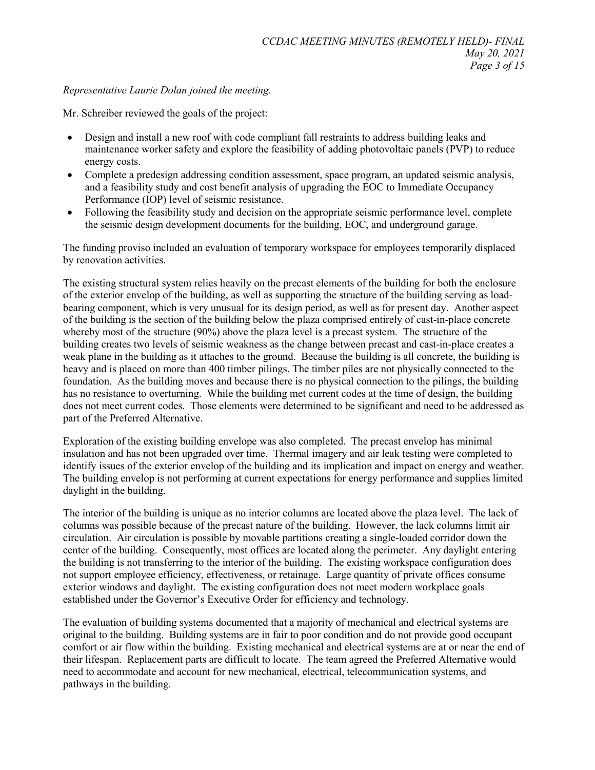*Representative Laurie Dolan joined the meeting.*

Mr. Schreiber reviewed the goals of the project:

- Design and install a new roof with code compliant fall restraints to address building leaks and maintenance worker safety and explore the feasibility of adding photovoltaic panels (PVP) to reduce energy costs.
- Complete a predesign addressing condition assessment, space program, an updated seismic analysis, and a feasibility study and cost benefit analysis of upgrading the EOC to Immediate Occupancy Performance (IOP) level of seismic resistance.
- Following the feasibility study and decision on the appropriate seismic performance level, complete the seismic design development documents for the building, EOC, and underground garage.

The funding proviso included an evaluation of temporary workspace for employees temporarily displaced by renovation activities.

The existing structural system relies heavily on the precast elements of the building for both the enclosure of the exterior envelop of the building, as well as supporting the structure of the building serving as load-bearing component, which is very unusual for its design period, as well as for present day. Another aspect of the building is the section of the building below the plaza comprised entirely of cast-in-place concrete whereby most of the structure (90%) above the plaza level is a precast system. The structure of the building creates two levels of seismic weakness as the change between precast and cast-in-place creates a weak plane in the building as it attaches to the ground. Because the building is all concrete, the building is heavy and is placed on more than 400 timber pilings. The timber piles are not physically connected to the foundation. As the building moves and because there is no physical connection to the pilings, the building has no resistance to overturning. While the building met current codes at the time of design, the building does not meet current codes. Those elements were determined to be significant and need to be addressed as part of the Preferred Alternative.

Exploration of the existing building envelope was also completed. The precast envelop has minimal insulation and has not been upgraded over time. Thermal imagery and air leak testing were completed to identify issues of the exterior envelop of the building and its implication and impact on energy and weather. The building envelop is not performing at current expectations for energy performance and supplies limited daylight in the building.

The interior of the building is unique as no interior columns are located above the plaza level. The lack of columns was possible because of the precast nature of the building. However, the lack columns limit air circulation. Air circulation is possible by movable partitions creating a single-loaded corridor down the center of the building. Consequently, most offices are located along the perimeter. Any daylight entering the building is not transferring to the interior of the building. The existing workspace configuration does not support employee efficiency, effectiveness, or retainage. Large quantity of private offices consume exterior windows and daylight. The existing configuration does not meet modern workplace goals established under the Governor's Executive Order for efficiency and technology.

The evaluation of building systems documented that a majority of mechanical and electrical systems are original to the building. Building systems are in fair to poor condition and do not provide good occupant comfort or air flow within the building. Existing mechanical and electrical systems are at or near the end of their lifespan. Replacement parts are difficult to locate. The team agreed the Preferred Alternative would need to accommodate and account for new mechanical, electrical, telecommunication systems, and pathways in the building.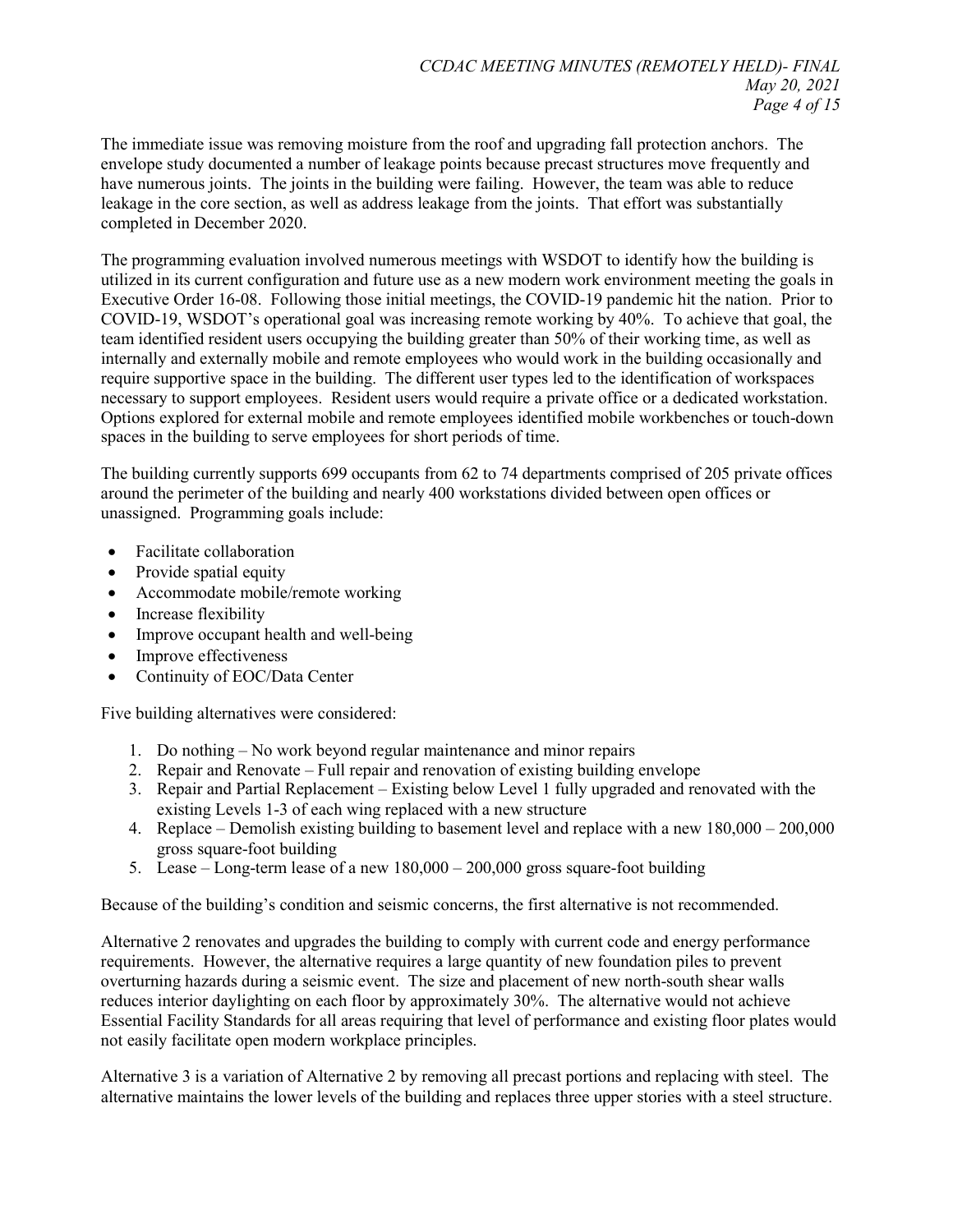The immediate issue was removing moisture from the roof and upgrading fall protection anchors. The envelope study documented a number of leakage points because precast structures move frequently and have numerous joints. The joints in the building were failing. However, the team was able to reduce leakage in the core section, as well as address leakage from the joints. That effort was substantially completed in December 2020.

The programming evaluation involved numerous meetings with WSDOT to identify how the building is utilized in its current configuration and future use as a new modern work environment meeting the goals in Executive Order 16-08. Following those initial meetings, the COVID-19 pandemic hit the nation. Prior to COVID-19, WSDOT's operational goal was increasing remote working by 40%. To achieve that goal, the team identified resident users occupying the building greater than 50% of their working time, as well as internally and externally mobile and remote employees who would work in the building occasionally and require supportive space in the building. The different user types led to the identification of workspaces necessary to support employees. Resident users would require a private office or a dedicated workstation. Options explored for external mobile and remote employees identified mobile workbenches or touch-down spaces in the building to serve employees for short periods of time.

The building currently supports 699 occupants from 62 to 74 departments comprised of 205 private offices around the perimeter of the building and nearly 400 workstations divided between open offices or unassigned. Programming goals include:

- Facilitate collaboration
- Provide spatial equity
- Accommodate mobile/remote working
- Increase flexibility
- Improve occupant health and well-being
- Improve effectiveness
- Continuity of EOC/Data Center

Five building alternatives were considered:

1. Do nothing – No work beyond regular maintenance and minor repairs
2. Repair and Renovate – Full repair and renovation of existing building envelope
3. Repair and Partial Replacement – Existing below Level 1 fully upgraded and renovated with the existing Levels 1-3 of each wing replaced with a new structure
4. Replace – Demolish existing building to basement level and replace with a new 180,000 – 200,000 gross square-foot building
5. Lease – Long-term lease of a new 180,000 – 200,000 gross square-foot building

Because of the building's condition and seismic concerns, the first alternative is not recommended.

Alternative 2 renovates and upgrades the building to comply with current code and energy performance requirements. However, the alternative requires a large quantity of new foundation piles to prevent overturning hazards during a seismic event. The size and placement of new north-south shear walls reduces interior daylighting on each floor by approximately 30%. The alternative would not achieve Essential Facility Standards for all areas requiring that level of performance and existing floor plates would not easily facilitate open modern workplace principles.

Alternative 3 is a variation of Alternative 2 by removing all precast portions and replacing with steel. The alternative maintains the lower levels of the building and replaces three upper stories with a steel structure.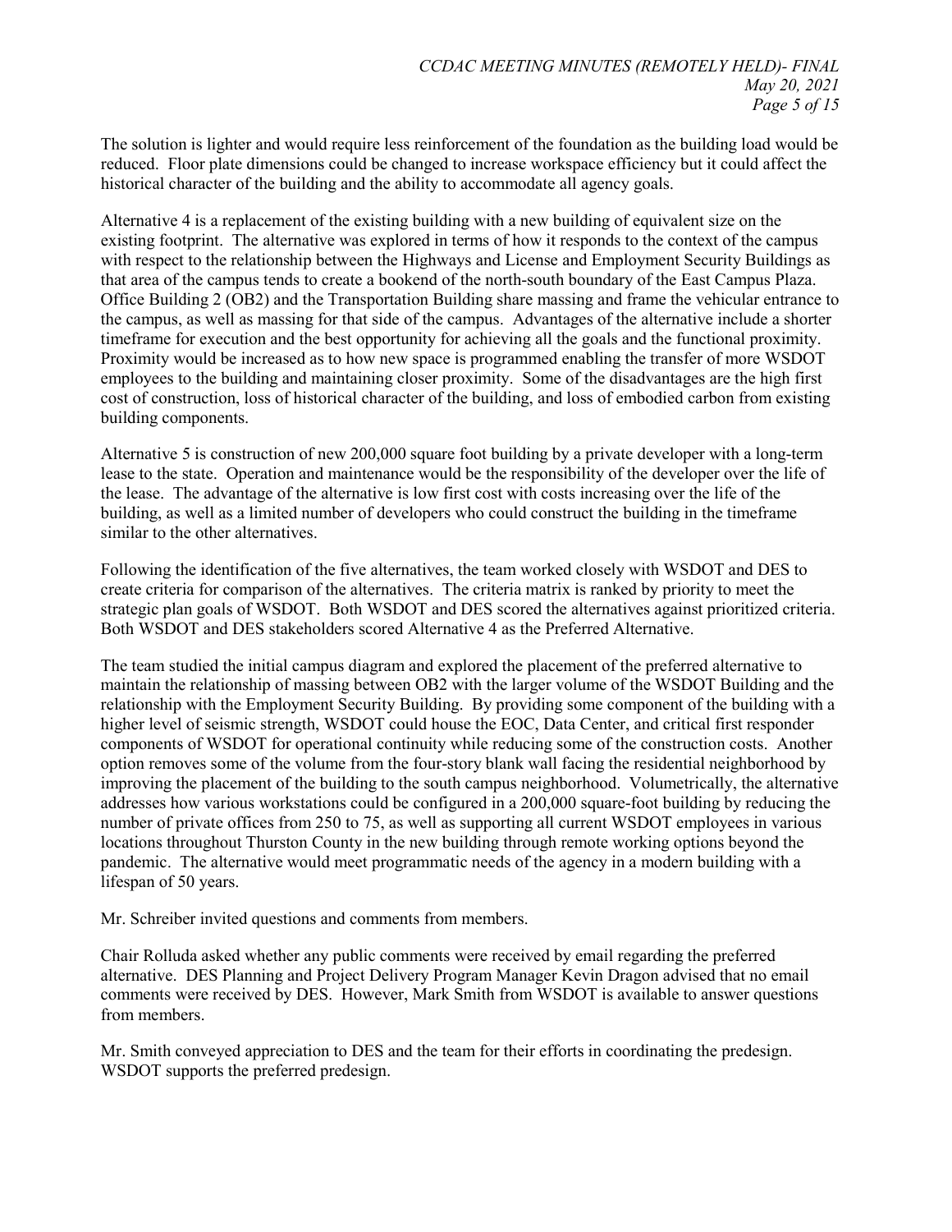The solution is lighter and would require less reinforcement of the foundation as the building load would be reduced. Floor plate dimensions could be changed to increase workspace efficiency but it could affect the historical character of the building and the ability to accommodate all agency goals.

Alternative 4 is a replacement of the existing building with a new building of equivalent size on the existing footprint. The alternative was explored in terms of how it responds to the context of the campus with respect to the relationship between the Highways and License and Employment Security Buildings as that area of the campus tends to create a bookend of the north-south boundary of the East Campus Plaza. Office Building 2 (OB2) and the Transportation Building share massing and frame the vehicular entrance to the campus, as well as massing for that side of the campus. Advantages of the alternative include a shorter timeframe for execution and the best opportunity for achieving all the goals and the functional proximity. Proximity would be increased as to how new space is programmed enabling the transfer of more WSDOT employees to the building and maintaining closer proximity. Some of the disadvantages are the high first cost of construction, loss of historical character of the building, and loss of embodied carbon from existing building components.

Alternative 5 is construction of new 200,000 square foot building by a private developer with a long-term lease to the state. Operation and maintenance would be the responsibility of the developer over the life of the lease. The advantage of the alternative is low first cost with costs increasing over the life of the building, as well as a limited number of developers who could construct the building in the timeframe similar to the other alternatives.

Following the identification of the five alternatives, the team worked closely with WSDOT and DES to create criteria for comparison of the alternatives. The criteria matrix is ranked by priority to meet the strategic plan goals of WSDOT. Both WSDOT and DES scored the alternatives against prioritized criteria. Both WSDOT and DES stakeholders scored Alternative 4 as the Preferred Alternative.

The team studied the initial campus diagram and explored the placement of the preferred alternative to maintain the relationship of massing between OB2 with the larger volume of the WSDOT Building and the relationship with the Employment Security Building. By providing some component of the building with a higher level of seismic strength, WSDOT could house the EOC, Data Center, and critical first responder components of WSDOT for operational continuity while reducing some of the construction costs. Another option removes some of the volume from the four-story blank wall facing the residential neighborhood by improving the placement of the building to the south campus neighborhood. Volumetrically, the alternative addresses how various workstations could be configured in a 200,000 square-foot building by reducing the number of private offices from 250 to 75, as well as supporting all current WSDOT employees in various locations throughout Thurston County in the new building through remote working options beyond the pandemic. The alternative would meet programmatic needs of the agency in a modern building with a lifespan of 50 years.

Mr. Schreiber invited questions and comments from members.

Chair Rolluda asked whether any public comments were received by email regarding the preferred alternative. DES Planning and Project Delivery Program Manager Kevin Dragon advised that no email comments were received by DES. However, Mark Smith from WSDOT is available to answer questions from members.

Mr. Smith conveyed appreciation to DES and the team for their efforts in coordinating the predesign. WSDOT supports the preferred predesign.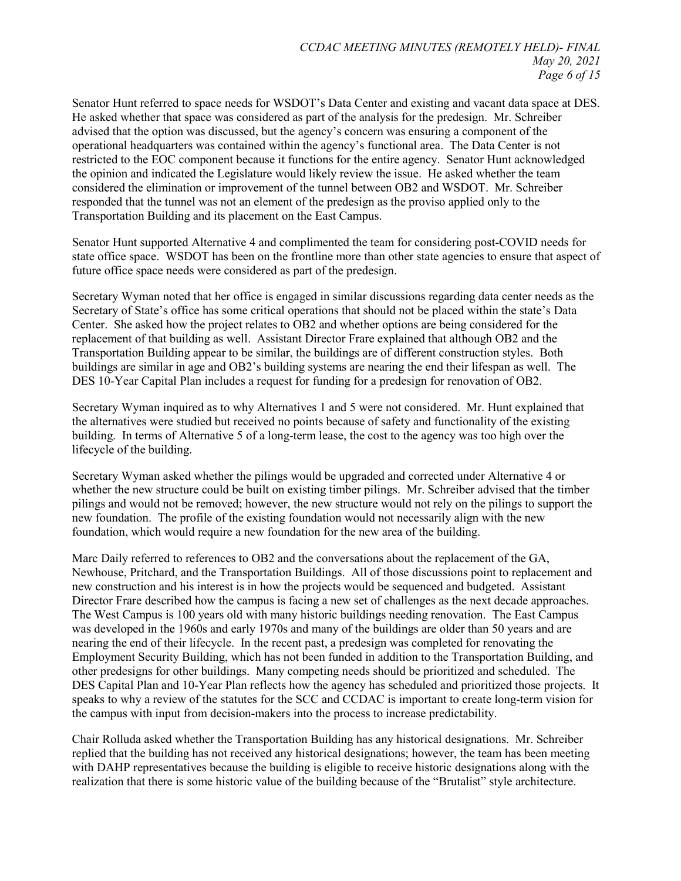Senator Hunt referred to space needs for WSDOT's Data Center and existing and vacant data space at DES. He asked whether that space was considered as part of the analysis for the predesign. Mr. Schreiber advised that the option was discussed, but the agency's concern was ensuring a component of the operational headquarters was contained within the agency's functional area. The Data Center is not restricted to the EOC component because it functions for the entire agency. Senator Hunt acknowledged the opinion and indicated the Legislature would likely review the issue. He asked whether the team considered the elimination or improvement of the tunnel between OB2 and WSDOT. Mr. Schreiber responded that the tunnel was not an element of the predesign as the proviso applied only to the Transportation Building and its placement on the East Campus.

Senator Hunt supported Alternative 4 and complimented the team for considering post-COVID needs for state office space. WSDOT has been on the frontline more than other state agencies to ensure that aspect of future office space needs were considered as part of the predesign.

Secretary Wyman noted that her office is engaged in similar discussions regarding data center needs as the Secretary of State's office has some critical operations that should not be placed within the state's Data Center. She asked how the project relates to OB2 and whether options are being considered for the replacement of that building as well. Assistant Director Frare explained that although OB2 and the Transportation Building appear to be similar, the buildings are of different construction styles. Both buildings are similar in age and OB2's building systems are nearing the end their lifespan as well. The DES 10-Year Capital Plan includes a request for funding for a predesign for renovation of OB2.

Secretary Wyman inquired as to why Alternatives 1 and 5 were not considered. Mr. Hunt explained that the alternatives were studied but received no points because of safety and functionality of the existing building. In terms of Alternative 5 of a long-term lease, the cost to the agency was too high over the lifecycle of the building.

Secretary Wyman asked whether the pilings would be upgraded and corrected under Alternative 4 or whether the new structure could be built on existing timber pilings. Mr. Schreiber advised that the timber pilings and would not be removed; however, the new structure would not rely on the pilings to support the new foundation. The profile of the existing foundation would not necessarily align with the new foundation, which would require a new foundation for the new area of the building.

Marc Daily referred to references to OB2 and the conversations about the replacement of the GA, Newhouse, Pritchard, and the Transportation Buildings. All of those discussions point to replacement and new construction and his interest is in how the projects would be sequenced and budgeted. Assistant Director Frare described how the campus is facing a new set of challenges as the next decade approaches. The West Campus is 100 years old with many historic buildings needing renovation. The East Campus was developed in the 1960s and early 1970s and many of the buildings are older than 50 years and are nearing the end of their lifecycle. In the recent past, a predesign was completed for renovating the Employment Security Building, which has not been funded in addition to the Transportation Building, and other predesigns for other buildings. Many competing needs should be prioritized and scheduled. The DES Capital Plan and 10-Year Plan reflects how the agency has scheduled and prioritized those projects. It speaks to why a review of the statutes for the SCC and CCDAC is important to create long-term vision for the campus with input from decision-makers into the process to increase predictability.

Chair Rolluda asked whether the Transportation Building has any historical designations. Mr. Schreiber replied that the building has not received any historical designations; however, the team has been meeting with DAHP representatives because the building is eligible to receive historic designations along with the realization that there is some historic value of the building because of the "Brutalist" style architecture.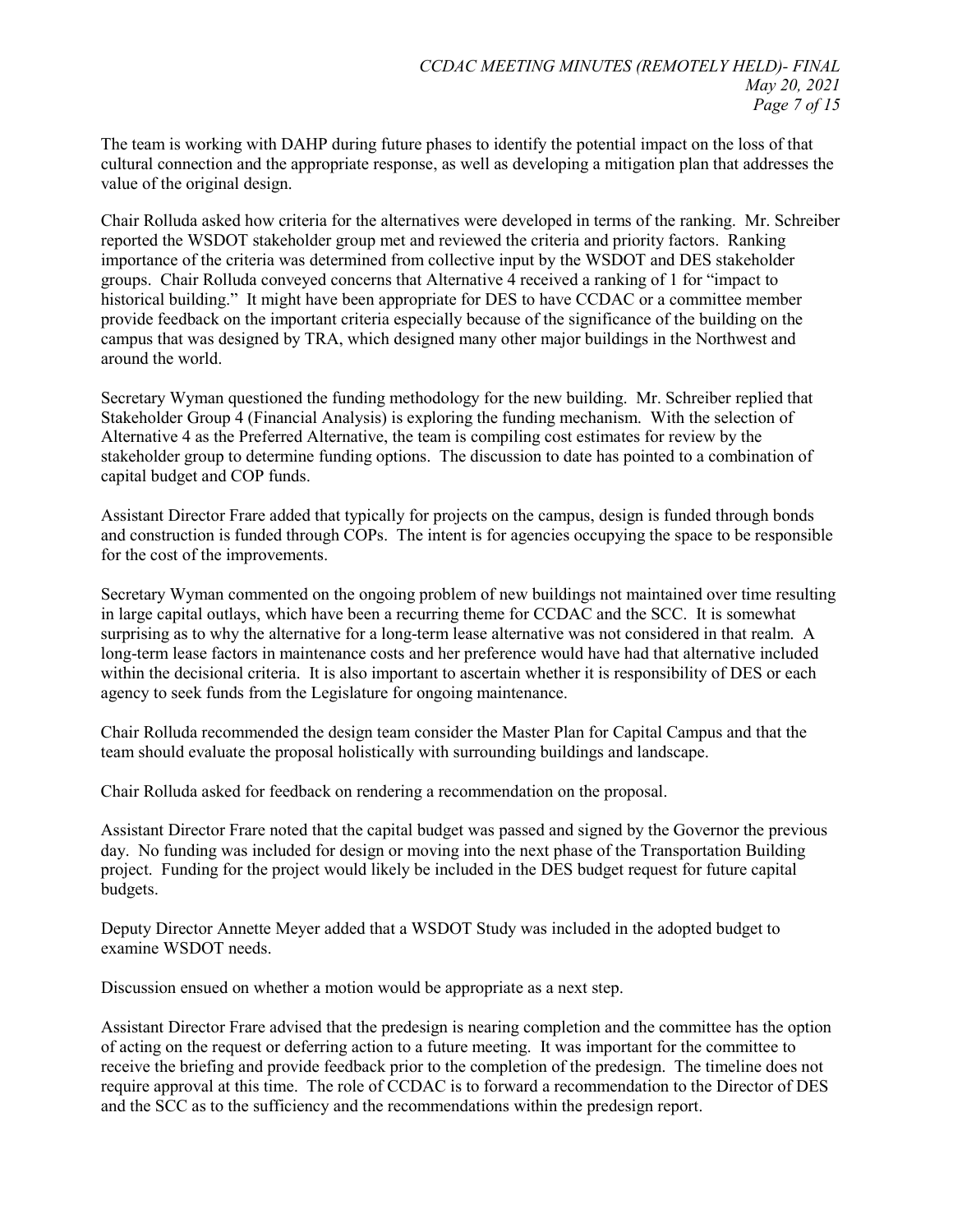The team is working with DAHP during future phases to identify the potential impact on the loss of that cultural connection and the appropriate response, as well as developing a mitigation plan that addresses the value of the original design.

Chair Rolluda asked how criteria for the alternatives were developed in terms of the ranking. Mr. Schreiber reported the WSDOT stakeholder group met and reviewed the criteria and priority factors. Ranking importance of the criteria was determined from collective input by the WSDOT and DES stakeholder groups. Chair Rolluda conveyed concerns that Alternative 4 received a ranking of 1 for "impact to historical building." It might have been appropriate for DES to have CCDAC or a committee member provide feedback on the important criteria especially because of the significance of the building on the campus that was designed by TRA, which designed many other major buildings in the Northwest and around the world.

Secretary Wyman questioned the funding methodology for the new building. Mr. Schreiber replied that Stakeholder Group 4 (Financial Analysis) is exploring the funding mechanism. With the selection of Alternative 4 as the Preferred Alternative, the team is compiling cost estimates for review by the stakeholder group to determine funding options. The discussion to date has pointed to a combination of capital budget and COP funds.

Assistant Director Frare added that typically for projects on the campus, design is funded through bonds and construction is funded through COPs. The intent is for agencies occupying the space to be responsible for the cost of the improvements.

Secretary Wyman commented on the ongoing problem of new buildings not maintained over time resulting in large capital outlays, which have been a recurring theme for CCDAC and the SCC. It is somewhat surprising as to why the alternative for a long-term lease alternative was not considered in that realm. A long-term lease factors in maintenance costs and her preference would have had that alternative included within the decisional criteria. It is also important to ascertain whether it is responsibility of DES or each agency to seek funds from the Legislature for ongoing maintenance.

Chair Rolluda recommended the design team consider the Master Plan for Capital Campus and that the team should evaluate the proposal holistically with surrounding buildings and landscape.

Chair Rolluda asked for feedback on rendering a recommendation on the proposal.

Assistant Director Frare noted that the capital budget was passed and signed by the Governor the previous day. No funding was included for design or moving into the next phase of the Transportation Building project. Funding for the project would likely be included in the DES budget request for future capital budgets.

Deputy Director Annette Meyer added that a WSDOT Study was included in the adopted budget to examine WSDOT needs.

Discussion ensued on whether a motion would be appropriate as a next step.

Assistant Director Frare advised that the predesign is nearing completion and the committee has the option of acting on the request or deferring action to a future meeting. It was important for the committee to receive the briefing and provide feedback prior to the completion of the predesign. The timeline does not require approval at this time. The role of CCDAC is to forward a recommendation to the Director of DES and the SCC as to the sufficiency and the recommendations within the predesign report.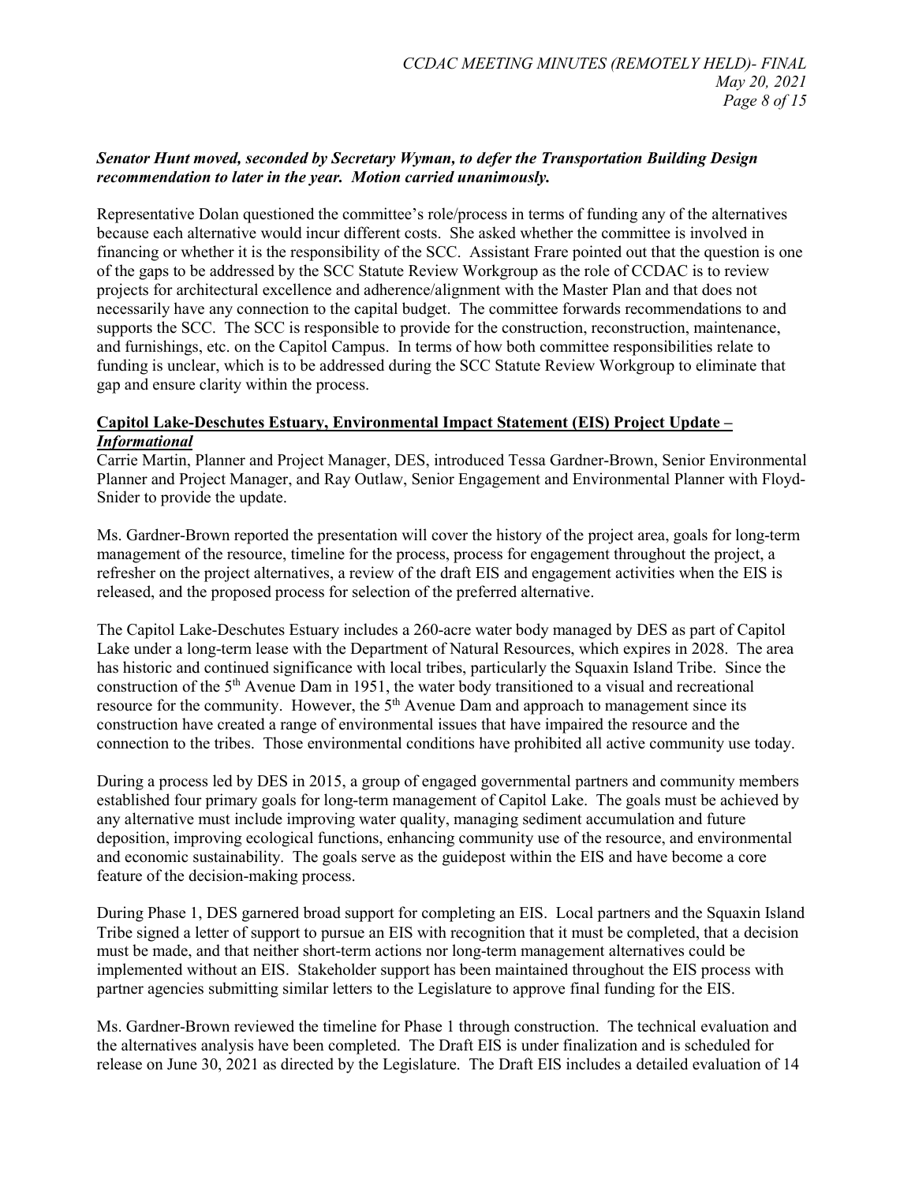***Senator Hunt moved, seconded by Secretary Wyman, to defer the Transportation Building Design recommendation to later in the year. Motion carried unanimously.***

Representative Dolan questioned the committee's role/process in terms of funding any of the alternatives because each alternative would incur different costs. She asked whether the committee is involved in financing or whether it is the responsibility of the SCC. Assistant Frare pointed out that the question is one of the gaps to be addressed by the SCC Statute Review Workgroup as the role of CCDAC is to review projects for architectural excellence and adherence/alignment with the Master Plan and that does not necessarily have any connection to the capital budget. The committee forwards recommendations to and supports the SCC. The SCC is responsible to provide for the construction, reconstruction, maintenance, and furnishings, etc. on the Capitol Campus. In terms of how both committee responsibilities relate to funding is unclear, which is to be addressed during the SCC Statute Review Workgroup to eliminate that gap and ensure clarity within the process.

**Capitol Lake-Deschutes Estuary, Environmental Impact Statement (EIS) Project Update –** ***Informational***

Carrie Martin, Planner and Project Manager, DES, introduced Tessa Gardner-Brown, Senior Environmental Planner and Project Manager, and Ray Outlaw, Senior Engagement and Environmental Planner with Floyd-Snider to provide the update.

Ms. Gardner-Brown reported the presentation will cover the history of the project area, goals for long-term management of the resource, timeline for the process, process for engagement throughout the project, a refresher on the project alternatives, a review of the draft EIS and engagement activities when the EIS is released, and the proposed process for selection of the preferred alternative.

The Capitol Lake-Deschutes Estuary includes a 260-acre water body managed by DES as part of Capitol Lake under a long-term lease with the Department of Natural Resources, which expires in 2028. The area has historic and continued significance with local tribes, particularly the Squaxin Island Tribe. Since the construction of the 5th Avenue Dam in 1951, the water body transitioned to a visual and recreational resource for the community. However, the 5th Avenue Dam and approach to management since its construction have created a range of environmental issues that have impaired the resource and the connection to the tribes. Those environmental conditions have prohibited all active community use today.

During a process led by DES in 2015, a group of engaged governmental partners and community members established four primary goals for long-term management of Capitol Lake. The goals must be achieved by any alternative must include improving water quality, managing sediment accumulation and future deposition, improving ecological functions, enhancing community use of the resource, and environmental and economic sustainability. The goals serve as the guidepost within the EIS and have become a core feature of the decision-making process.

During Phase 1, DES garnered broad support for completing an EIS. Local partners and the Squaxin Island Tribe signed a letter of support to pursue an EIS with recognition that it must be completed, that a decision must be made, and that neither short-term actions nor long-term management alternatives could be implemented without an EIS. Stakeholder support has been maintained throughout the EIS process with partner agencies submitting similar letters to the Legislature to approve final funding for the EIS.

Ms. Gardner-Brown reviewed the timeline for Phase 1 through construction. The technical evaluation and the alternatives analysis have been completed. The Draft EIS is under finalization and is scheduled for release on June 30, 2021 as directed by the Legislature. The Draft EIS includes a detailed evaluation of 14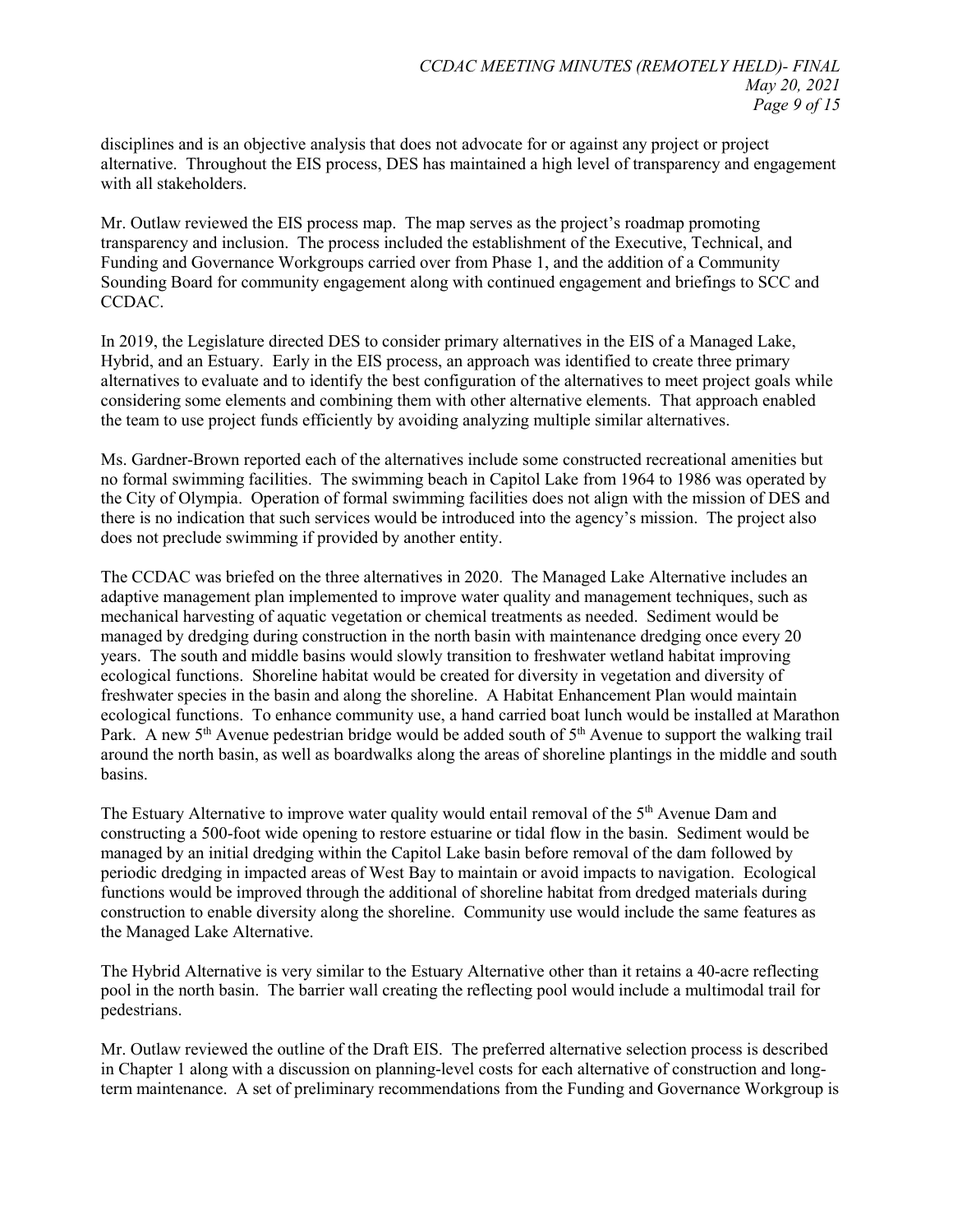disciplines and is an objective analysis that does not advocate for or against any project or project alternative. Throughout the EIS process, DES has maintained a high level of transparency and engagement with all stakeholders.

Mr. Outlaw reviewed the EIS process map. The map serves as the project's roadmap promoting transparency and inclusion. The process included the establishment of the Executive, Technical, and Funding and Governance Workgroups carried over from Phase 1, and the addition of a Community Sounding Board for community engagement along with continued engagement and briefings to SCC and CCDAC.

In 2019, the Legislature directed DES to consider primary alternatives in the EIS of a Managed Lake, Hybrid, and an Estuary. Early in the EIS process, an approach was identified to create three primary alternatives to evaluate and to identify the best configuration of the alternatives to meet project goals while considering some elements and combining them with other alternative elements. That approach enabled the team to use project funds efficiently by avoiding analyzing multiple similar alternatives.

Ms. Gardner-Brown reported each of the alternatives include some constructed recreational amenities but no formal swimming facilities. The swimming beach in Capitol Lake from 1964 to 1986 was operated by the City of Olympia. Operation of formal swimming facilities does not align with the mission of DES and there is no indication that such services would be introduced into the agency's mission. The project also does not preclude swimming if provided by another entity.

The CCDAC was briefed on the three alternatives in 2020. The Managed Lake Alternative includes an adaptive management plan implemented to improve water quality and management techniques, such as mechanical harvesting of aquatic vegetation or chemical treatments as needed. Sediment would be managed by dredging during construction in the north basin with maintenance dredging once every 20 years. The south and middle basins would slowly transition to freshwater wetland habitat improving ecological functions. Shoreline habitat would be created for diversity in vegetation and diversity of freshwater species in the basin and along the shoreline. A Habitat Enhancement Plan would maintain ecological functions. To enhance community use, a hand carried boat lunch would be installed at Marathon Park. A new 5th Avenue pedestrian bridge would be added south of 5th Avenue to support the walking trail around the north basin, as well as boardwalks along the areas of shoreline plantings in the middle and south basins.

The Estuary Alternative to improve water quality would entail removal of the 5th Avenue Dam and constructing a 500-foot wide opening to restore estuarine or tidal flow in the basin. Sediment would be managed by an initial dredging within the Capitol Lake basin before removal of the dam followed by periodic dredging in impacted areas of West Bay to maintain or avoid impacts to navigation. Ecological functions would be improved through the additional of shoreline habitat from dredged materials during construction to enable diversity along the shoreline. Community use would include the same features as the Managed Lake Alternative.

The Hybrid Alternative is very similar to the Estuary Alternative other than it retains a 40-acre reflecting pool in the north basin. The barrier wall creating the reflecting pool would include a multimodal trail for pedestrians.

Mr. Outlaw reviewed the outline of the Draft EIS. The preferred alternative selection process is described in Chapter 1 along with a discussion on planning-level costs for each alternative of construction and long-term maintenance. A set of preliminary recommendations from the Funding and Governance Workgroup is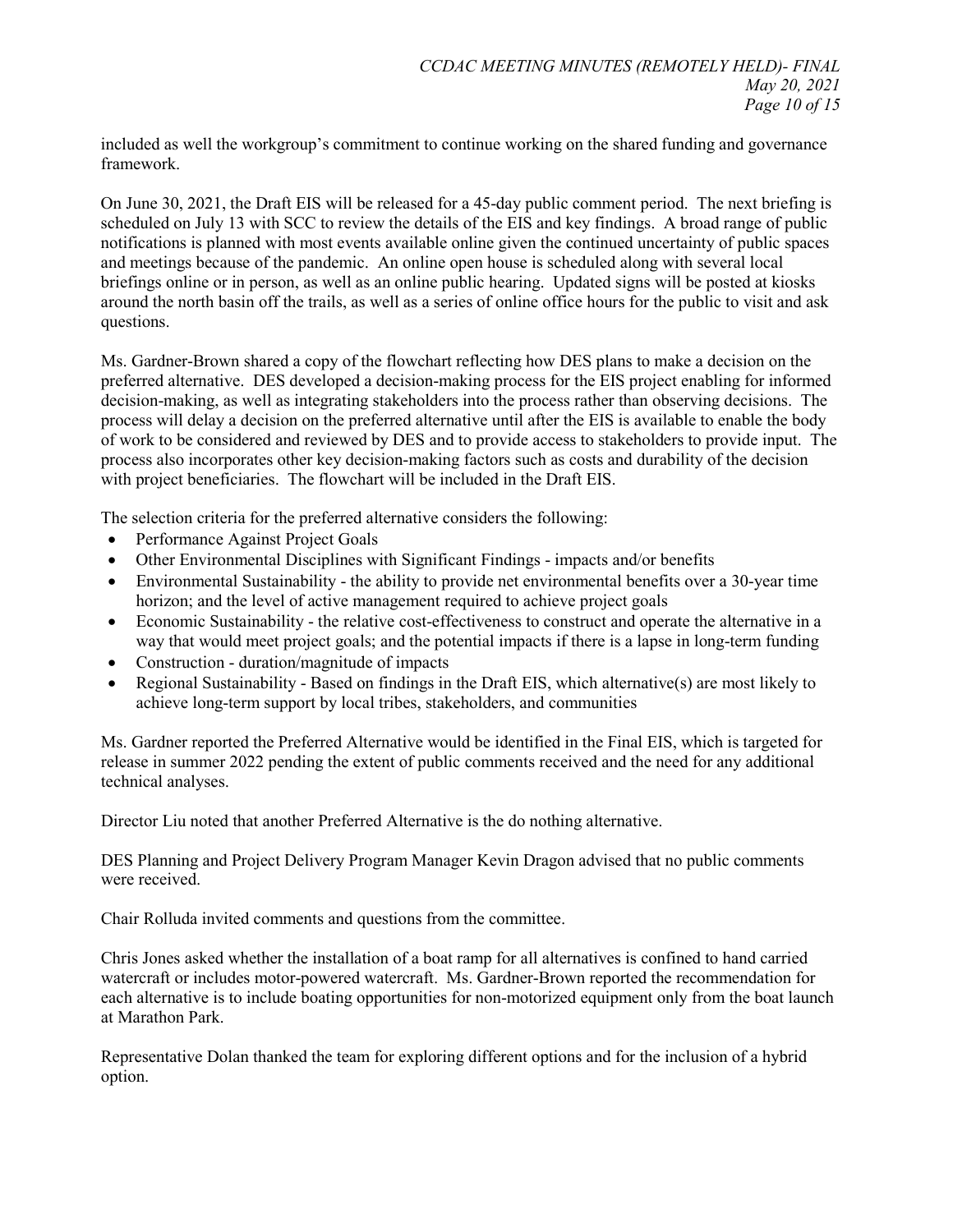included as well the workgroup's commitment to continue working on the shared funding and governance framework.

On June 30, 2021, the Draft EIS will be released for a 45-day public comment period. The next briefing is scheduled on July 13 with SCC to review the details of the EIS and key findings. A broad range of public notifications is planned with most events available online given the continued uncertainty of public spaces and meetings because of the pandemic. An online open house is scheduled along with several local briefings online or in person, as well as an online public hearing. Updated signs will be posted at kiosks around the north basin off the trails, as well as a series of online office hours for the public to visit and ask questions.

Ms. Gardner-Brown shared a copy of the flowchart reflecting how DES plans to make a decision on the preferred alternative. DES developed a decision-making process for the EIS project enabling for informed decision-making, as well as integrating stakeholders into the process rather than observing decisions. The process will delay a decision on the preferred alternative until after the EIS is available to enable the body of work to be considered and reviewed by DES and to provide access to stakeholders to provide input. The process also incorporates other key decision-making factors such as costs and durability of the decision with project beneficiaries. The flowchart will be included in the Draft EIS.

The selection criteria for the preferred alternative considers the following:

- Performance Against Project Goals
- Other Environmental Disciplines with Significant Findings - impacts and/or benefits
- Environmental Sustainability - the ability to provide net environmental benefits over a 30-year time horizon; and the level of active management required to achieve project goals
- Economic Sustainability - the relative cost-effectiveness to construct and operate the alternative in a way that would meet project goals; and the potential impacts if there is a lapse in long-term funding
- Construction - duration/magnitude of impacts
- Regional Sustainability - Based on findings in the Draft EIS, which alternative(s) are most likely to achieve long-term support by local tribes, stakeholders, and communities

Ms. Gardner reported the Preferred Alternative would be identified in the Final EIS, which is targeted for release in summer 2022 pending the extent of public comments received and the need for any additional technical analyses.

Director Liu noted that another Preferred Alternative is the do nothing alternative.

DES Planning and Project Delivery Program Manager Kevin Dragon advised that no public comments were received.

Chair Rolluda invited comments and questions from the committee.

Chris Jones asked whether the installation of a boat ramp for all alternatives is confined to hand carried watercraft or includes motor-powered watercraft. Ms. Gardner-Brown reported the recommendation for each alternative is to include boating opportunities for non-motorized equipment only from the boat launch at Marathon Park.

Representative Dolan thanked the team for exploring different options and for the inclusion of a hybrid option.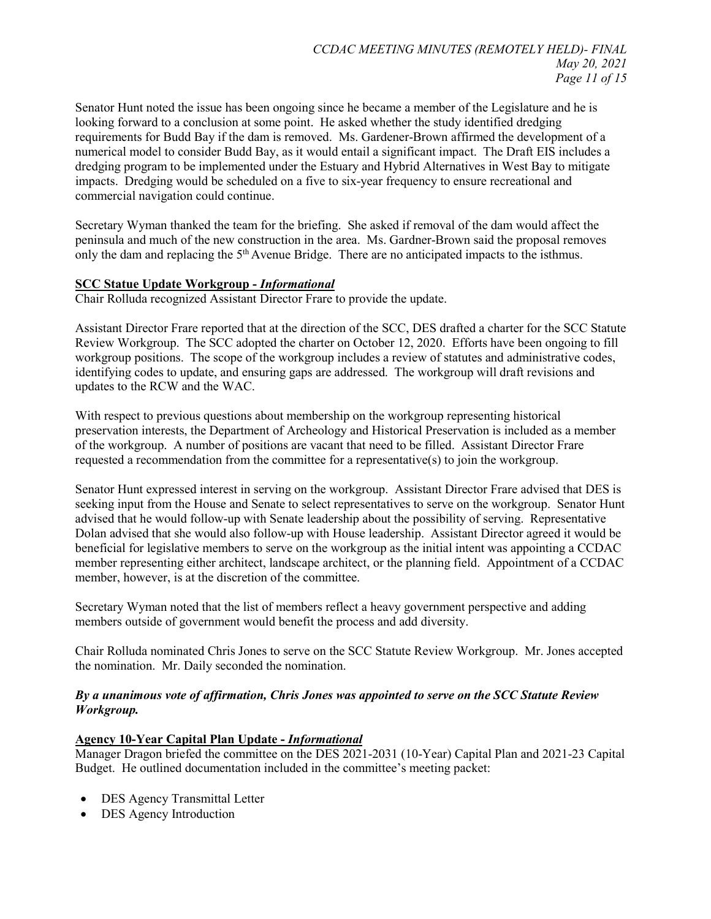Senator Hunt noted the issue has been ongoing since he became a member of the Legislature and he is looking forward to a conclusion at some point. He asked whether the study identified dredging requirements for Budd Bay if the dam is removed. Ms. Gardener-Brown affirmed the development of a numerical model to consider Budd Bay, as it would entail a significant impact. The Draft EIS includes a dredging program to be implemented under the Estuary and Hybrid Alternatives in West Bay to mitigate impacts. Dredging would be scheduled on a five to six-year frequency to ensure recreational and commercial navigation could continue.

Secretary Wyman thanked the team for the briefing. She asked if removal of the dam would affect the peninsula and much of the new construction in the area. Ms. Gardner-Brown said the proposal removes only the dam and replacing the 5th Avenue Bridge. There are no anticipated impacts to the isthmus.

**SCC Statue Update Workgroup - *Informational***

Chair Rolluda recognized Assistant Director Frare to provide the update.

Assistant Director Frare reported that at the direction of the SCC, DES drafted a charter for the SCC Statute Review Workgroup. The SCC adopted the charter on October 12, 2020. Efforts have been ongoing to fill workgroup positions. The scope of the workgroup includes a review of statutes and administrative codes, identifying codes to update, and ensuring gaps are addressed. The workgroup will draft revisions and updates to the RCW and the WAC.

With respect to previous questions about membership on the workgroup representing historical preservation interests, the Department of Archeology and Historical Preservation is included as a member of the workgroup. A number of positions are vacant that need to be filled. Assistant Director Frare requested a recommendation from the committee for a representative(s) to join the workgroup.

Senator Hunt expressed interest in serving on the workgroup. Assistant Director Frare advised that DES is seeking input from the House and Senate to select representatives to serve on the workgroup. Senator Hunt advised that he would follow-up with Senate leadership about the possibility of serving. Representative Dolan advised that she would also follow-up with House leadership. Assistant Director agreed it would be beneficial for legislative members to serve on the workgroup as the initial intent was appointing a CCDAC member representing either architect, landscape architect, or the planning field. Appointment of a CCDAC member, however, is at the discretion of the committee.

Secretary Wyman noted that the list of members reflect a heavy government perspective and adding members outside of government would benefit the process and add diversity.

Chair Rolluda nominated Chris Jones to serve on the SCC Statute Review Workgroup. Mr. Jones accepted the nomination. Mr. Daily seconded the nomination.

***By a unanimous vote of affirmation, Chris Jones was appointed to serve on the SCC Statute Review Workgroup.***

**Agency 10-Year Capital Plan Update - *Informational***

Manager Dragon briefed the committee on the DES 2021-2031 (10-Year) Capital Plan and 2021-23 Capital Budget. He outlined documentation included in the committee's meeting packet:

- DES Agency Transmittal Letter
- DES Agency Introduction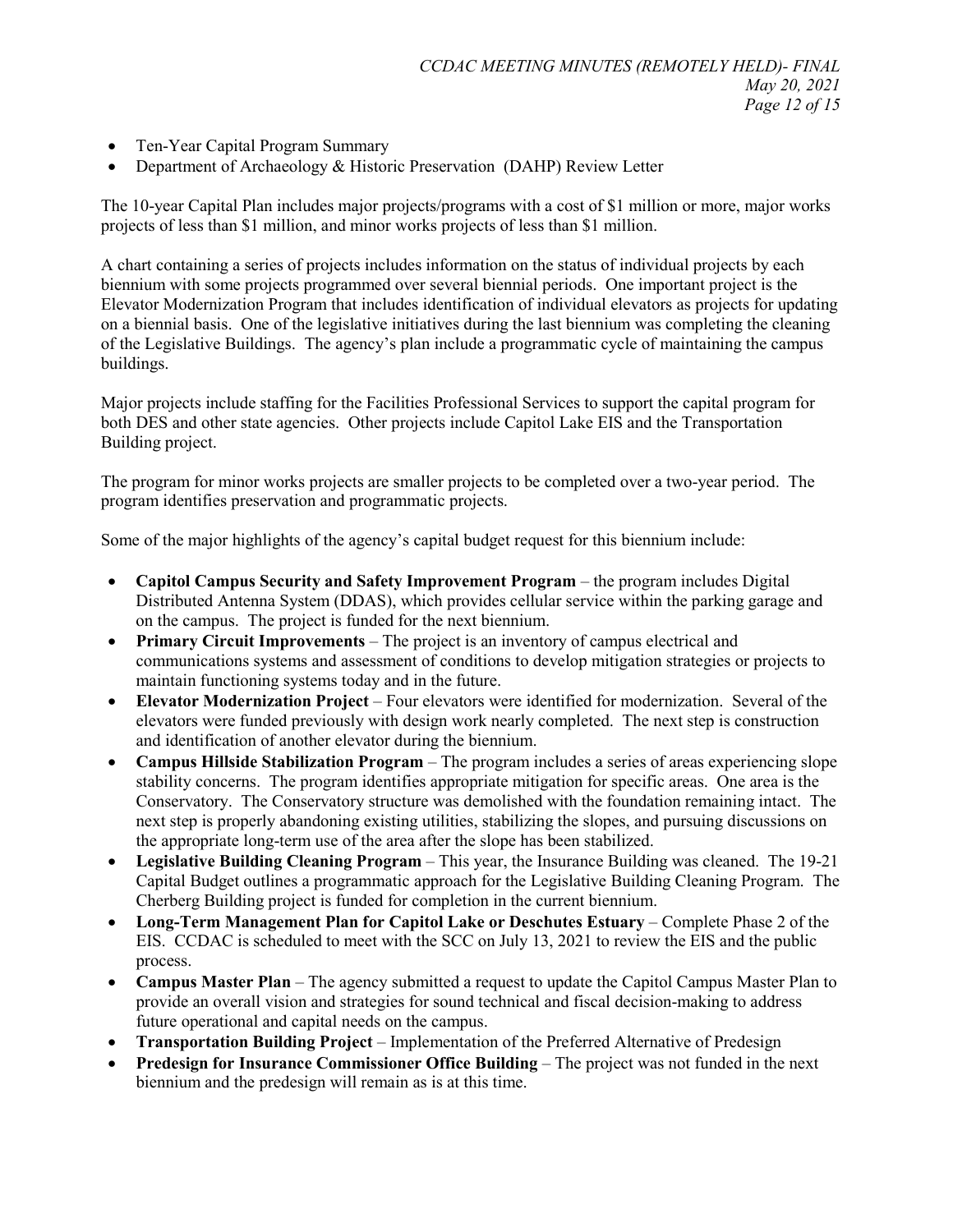- Ten-Year Capital Program Summary
- Department of Archaeology & Historic Preservation (DAHP) Review Letter

The 10-year Capital Plan includes major projects/programs with a cost of $1 million or more, major works projects of less than $1 million, and minor works projects of less than $1 million.

A chart containing a series of projects includes information on the status of individual projects by each biennium with some projects programmed over several biennial periods. One important project is the Elevator Modernization Program that includes identification of individual elevators as projects for updating on a biennial basis. One of the legislative initiatives during the last biennium was completing the cleaning of the Legislative Buildings. The agency's plan include a programmatic cycle of maintaining the campus buildings.

Major projects include staffing for the Facilities Professional Services to support the capital program for both DES and other state agencies. Other projects include Capitol Lake EIS and the Transportation Building project.

The program for minor works projects are smaller projects to be completed over a two-year period. The program identifies preservation and programmatic projects.

Some of the major highlights of the agency's capital budget request for this biennium include:

- **Capitol Campus Security and Safety Improvement Program** – the program includes Digital Distributed Antenna System (DDAS), which provides cellular service within the parking garage and on the campus. The project is funded for the next biennium.
- **Primary Circuit Improvements** – The project is an inventory of campus electrical and communications systems and assessment of conditions to develop mitigation strategies or projects to maintain functioning systems today and in the future.
- **Elevator Modernization Project** – Four elevators were identified for modernization. Several of the elevators were funded previously with design work nearly completed. The next step is construction and identification of another elevator during the biennium.
- **Campus Hillside Stabilization Program** – The program includes a series of areas experiencing slope stability concerns. The program identifies appropriate mitigation for specific areas. One area is the Conservatory. The Conservatory structure was demolished with the foundation remaining intact. The next step is properly abandoning existing utilities, stabilizing the slopes, and pursuing discussions on the appropriate long-term use of the area after the slope has been stabilized.
- **Legislative Building Cleaning Program** – This year, the Insurance Building was cleaned. The 19-21 Capital Budget outlines a programmatic approach for the Legislative Building Cleaning Program. The Cherberg Building project is funded for completion in the current biennium.
- **Long-Term Management Plan for Capitol Lake or Deschutes Estuary** – Complete Phase 2 of the EIS. CCDAC is scheduled to meet with the SCC on July 13, 2021 to review the EIS and the public process.
- **Campus Master Plan** – The agency submitted a request to update the Capitol Campus Master Plan to provide an overall vision and strategies for sound technical and fiscal decision-making to address future operational and capital needs on the campus.
- **Transportation Building Project** – Implementation of the Preferred Alternative of Predesign
- **Predesign for Insurance Commissioner Office Building** – The project was not funded in the next biennium and the predesign will remain as is at this time.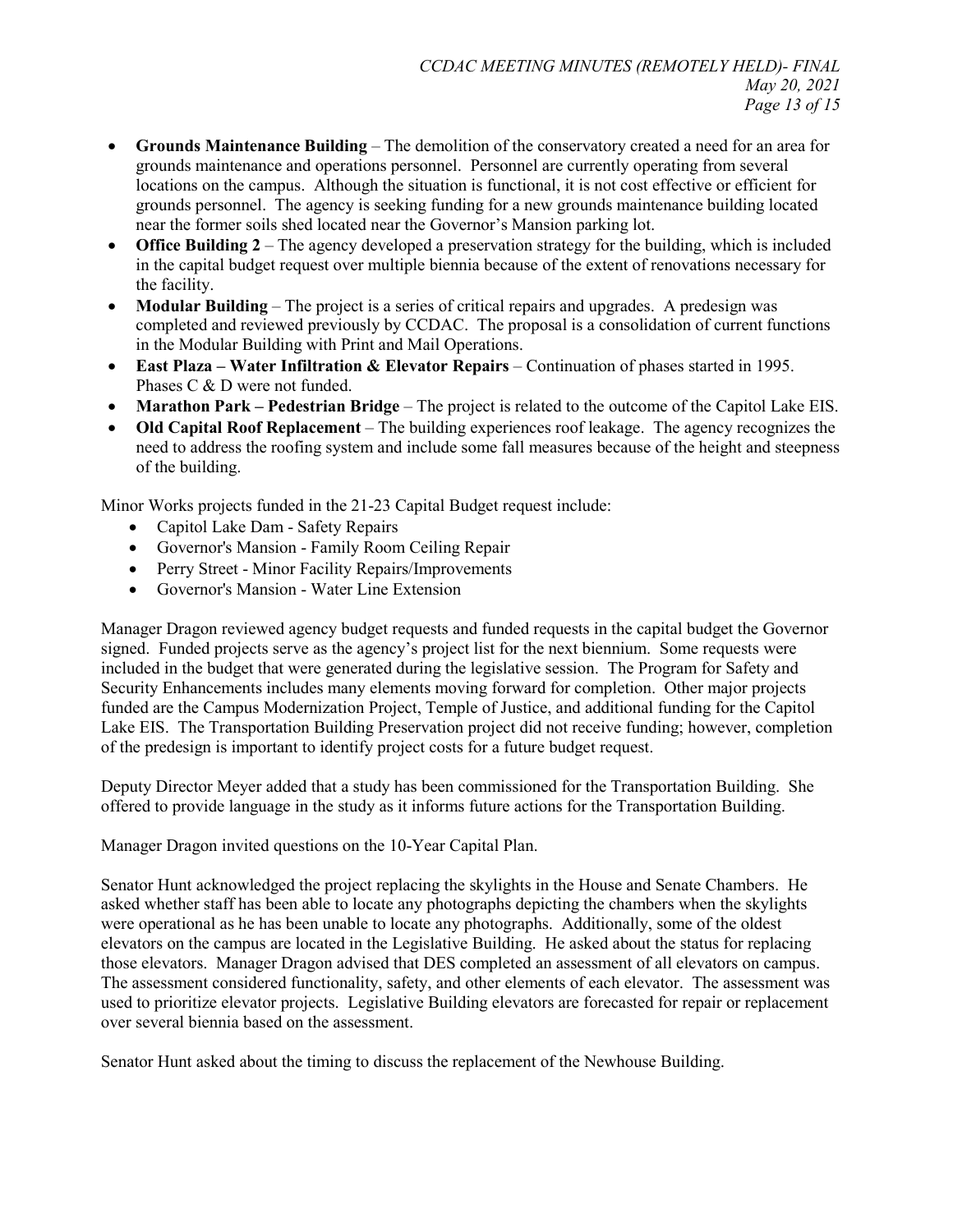- **Grounds Maintenance Building** – The demolition of the conservatory created a need for an area for grounds maintenance and operations personnel. Personnel are currently operating from several locations on the campus. Although the situation is functional, it is not cost effective or efficient for grounds personnel. The agency is seeking funding for a new grounds maintenance building located near the former soils shed located near the Governor's Mansion parking lot.
- **Office Building 2** – The agency developed a preservation strategy for the building, which is included in the capital budget request over multiple biennia because of the extent of renovations necessary for the facility.
- **Modular Building** – The project is a series of critical repairs and upgrades. A predesign was completed and reviewed previously by CCDAC. The proposal is a consolidation of current functions in the Modular Building with Print and Mail Operations.
- **East Plaza – Water Infiltration & Elevator Repairs** – Continuation of phases started in 1995. Phases C & D were not funded.
- **Marathon Park – Pedestrian Bridge** – The project is related to the outcome of the Capitol Lake EIS.
- **Old Capital Roof Replacement** – The building experiences roof leakage. The agency recognizes the need to address the roofing system and include some fall measures because of the height and steepness of the building.

Minor Works projects funded in the 21-23 Capital Budget request include:

- Capitol Lake Dam - Safety Repairs
- Governor's Mansion - Family Room Ceiling Repair
- Perry Street - Minor Facility Repairs/Improvements
- Governor's Mansion - Water Line Extension

Manager Dragon reviewed agency budget requests and funded requests in the capital budget the Governor signed. Funded projects serve as the agency's project list for the next biennium. Some requests were included in the budget that were generated during the legislative session. The Program for Safety and Security Enhancements includes many elements moving forward for completion. Other major projects funded are the Campus Modernization Project, Temple of Justice, and additional funding for the Capitol Lake EIS. The Transportation Building Preservation project did not receive funding; however, completion of the predesign is important to identify project costs for a future budget request.

Deputy Director Meyer added that a study has been commissioned for the Transportation Building. She offered to provide language in the study as it informs future actions for the Transportation Building.

Manager Dragon invited questions on the 10-Year Capital Plan.

Senator Hunt acknowledged the project replacing the skylights in the House and Senate Chambers. He asked whether staff has been able to locate any photographs depicting the chambers when the skylights were operational as he has been unable to locate any photographs. Additionally, some of the oldest elevators on the campus are located in the Legislative Building. He asked about the status for replacing those elevators. Manager Dragon advised that DES completed an assessment of all elevators on campus. The assessment considered functionality, safety, and other elements of each elevator. The assessment was used to prioritize elevator projects. Legislative Building elevators are forecasted for repair or replacement over several biennia based on the assessment.

Senator Hunt asked about the timing to discuss the replacement of the Newhouse Building.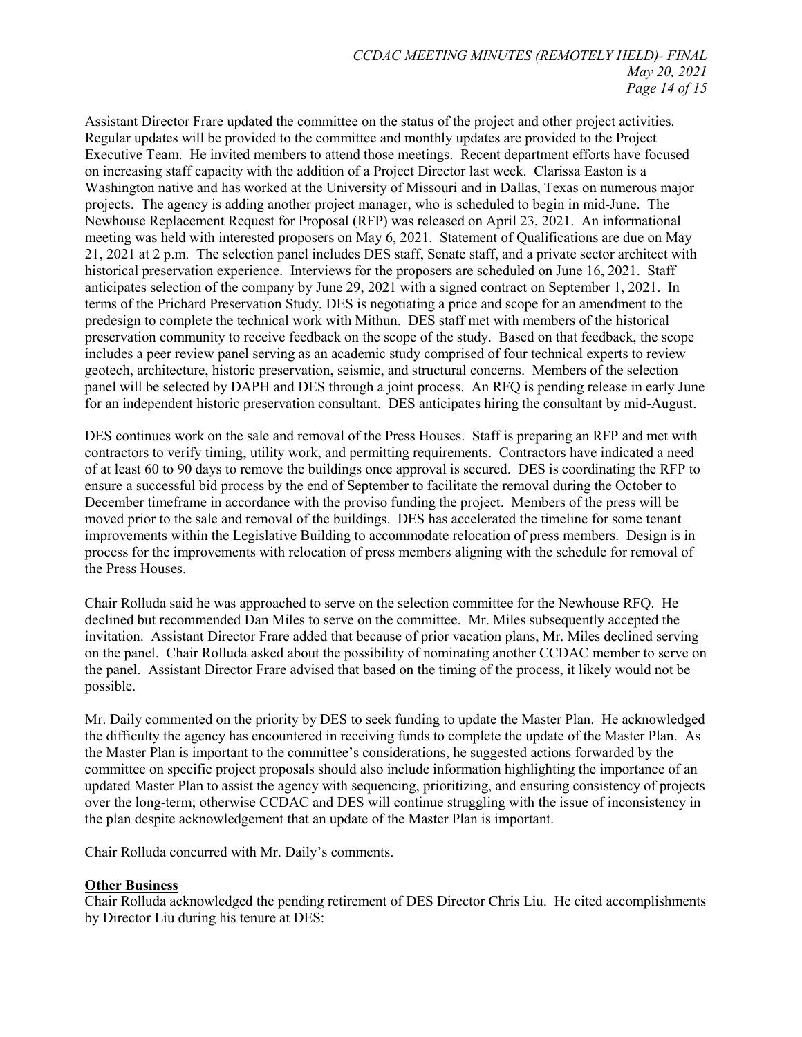Assistant Director Frare updated the committee on the status of the project and other project activities. Regular updates will be provided to the committee and monthly updates are provided to the Project Executive Team. He invited members to attend those meetings. Recent department efforts have focused on increasing staff capacity with the addition of a Project Director last week. Clarissa Easton is a Washington native and has worked at the University of Missouri and in Dallas, Texas on numerous major projects. The agency is adding another project manager, who is scheduled to begin in mid-June. The Newhouse Replacement Request for Proposal (RFP) was released on April 23, 2021. An informational meeting was held with interested proposers on May 6, 2021. Statement of Qualifications are due on May 21, 2021 at 2 p.m. The selection panel includes DES staff, Senate staff, and a private sector architect with historical preservation experience. Interviews for the proposers are scheduled on June 16, 2021. Staff anticipates selection of the company by June 29, 2021 with a signed contract on September 1, 2021. In terms of the Prichard Preservation Study, DES is negotiating a price and scope for an amendment to the predesign to complete the technical work with Mithun. DES staff met with members of the historical preservation community to receive feedback on the scope of the study. Based on that feedback, the scope includes a peer review panel serving as an academic study comprised of four technical experts to review geotech, architecture, historic preservation, seismic, and structural concerns. Members of the selection panel will be selected by DAPH and DES through a joint process. An RFQ is pending release in early June for an independent historic preservation consultant. DES anticipates hiring the consultant by mid-August.

DES continues work on the sale and removal of the Press Houses. Staff is preparing an RFP and met with contractors to verify timing, utility work, and permitting requirements. Contractors have indicated a need of at least 60 to 90 days to remove the buildings once approval is secured. DES is coordinating the RFP to ensure a successful bid process by the end of September to facilitate the removal during the October to December timeframe in accordance with the proviso funding the project. Members of the press will be moved prior to the sale and removal of the buildings. DES has accelerated the timeline for some tenant improvements within the Legislative Building to accommodate relocation of press members. Design is in process for the improvements with relocation of press members aligning with the schedule for removal of the Press Houses.

Chair Rolluda said he was approached to serve on the selection committee for the Newhouse RFQ. He declined but recommended Dan Miles to serve on the committee. Mr. Miles subsequently accepted the invitation. Assistant Director Frare added that because of prior vacation plans, Mr. Miles declined serving on the panel. Chair Rolluda asked about the possibility of nominating another CCDAC member to serve on the panel. Assistant Director Frare advised that based on the timing of the process, it likely would not be possible.

Mr. Daily commented on the priority by DES to seek funding to update the Master Plan. He acknowledged the difficulty the agency has encountered in receiving funds to complete the update of the Master Plan. As the Master Plan is important to the committee's considerations, he suggested actions forwarded by the committee on specific project proposals should also include information highlighting the importance of an updated Master Plan to assist the agency with sequencing, prioritizing, and ensuring consistency of projects over the long-term; otherwise CCDAC and DES will continue struggling with the issue of inconsistency in the plan despite acknowledgement that an update of the Master Plan is important.

Chair Rolluda concurred with Mr. Daily's comments.

## Other Business

Chair Rolluda acknowledged the pending retirement of DES Director Chris Liu. He cited accomplishments by Director Liu during his tenure at DES: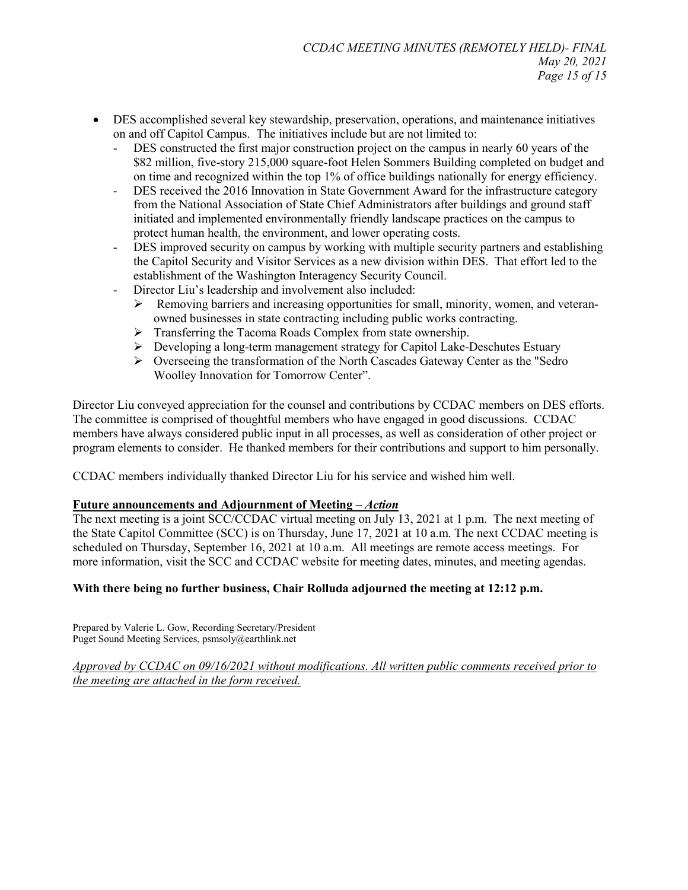- DES accomplished several key stewardship, preservation, operations, and maintenance initiatives on and off Capitol Campus. The initiatives include but are not limited to:
  - DES constructed the first major construction project on the campus in nearly 60 years of the $82 million, five-story 215,000 square-foot Helen Sommers Building completed on budget and on time and recognized within the top 1% of office buildings nationally for energy efficiency.
  - DES received the 2016 Innovation in State Government Award for the infrastructure category from the National Association of State Chief Administrators after buildings and ground staff initiated and implemented environmentally friendly landscape practices on the campus to protect human health, the environment, and lower operating costs.
  - DES improved security on campus by working with multiple security partners and establishing the Capitol Security and Visitor Services as a new division within DES. That effort led to the establishment of the Washington Interagency Security Council.
  - Director Liu's leadership and involvement also included:
    - Removing barriers and increasing opportunities for small, minority, women, and veteran-owned businesses in state contracting including public works contracting.
    - Transferring the Tacoma Roads Complex from state ownership.
    - Developing a long-term management strategy for Capitol Lake-Deschutes Estuary
    - Overseeing the transformation of the North Cascades Gateway Center as the "Sedro Woolley Innovation for Tomorrow Center".

Director Liu conveyed appreciation for the counsel and contributions by CCDAC members on DES efforts. The committee is comprised of thoughtful members who have engaged in good discussions. CCDAC members have always considered public input in all processes, as well as consideration of other project or program elements to consider. He thanked members for their contributions and support to him personally.

CCDAC members individually thanked Director Liu for his service and wished him well.

**Future announcements and Adjournment of Meeting – *Action***

The next meeting is a joint SCC/CCDAC virtual meeting on July 13, 2021 at 1 p.m. The next meeting of the State Capitol Committee (SCC) is on Thursday, June 17, 2021 at 10 a.m. The next CCDAC meeting is scheduled on Thursday, September 16, 2021 at 10 a.m. All meetings are remote access meetings. For more information, visit the SCC and CCDAC website for meeting dates, minutes, and meeting agendas.

**With there being no further business, Chair Rolluda adjourned the meeting at 12:12 p.m.**

Prepared by Valerie L. Gow, Recording Secretary/President
Puget Sound Meeting Services, psmsoly@earthlink.net

*Approved by CCDAC on 09/16/2021 without modifications. All written public comments received prior to the meeting are attached in the form received.*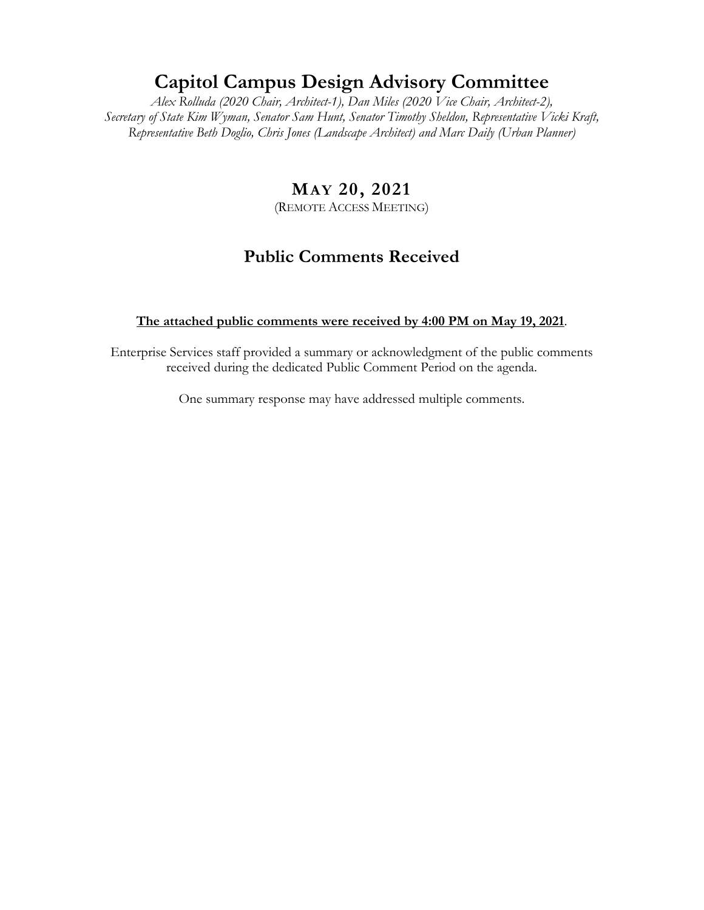# Capitol Campus Design Advisory Committee

*Alex Rolluda (2020 Chair, Architect-1), Dan Miles (2020 Vice Chair, Architect-2), Secretary of State Kim Wyman, Senator Sam Hunt, Senator Timothy Sheldon, Representative Vicki Kraft, Representative Beth Doglio, Chris Jones (Landscape Architect) and Marc Daily (Urban Planner)*

## MAY 20, 2021

(REMOTE ACCESS MEETING)

## Public Comments Received

**The attached public comments were received by 4:00 PM on May 19, 2021**.

Enterprise Services staff provided a summary or acknowledgment of the public comments received during the dedicated Public Comment Period on the agenda.

One summary response may have addressed multiple comments.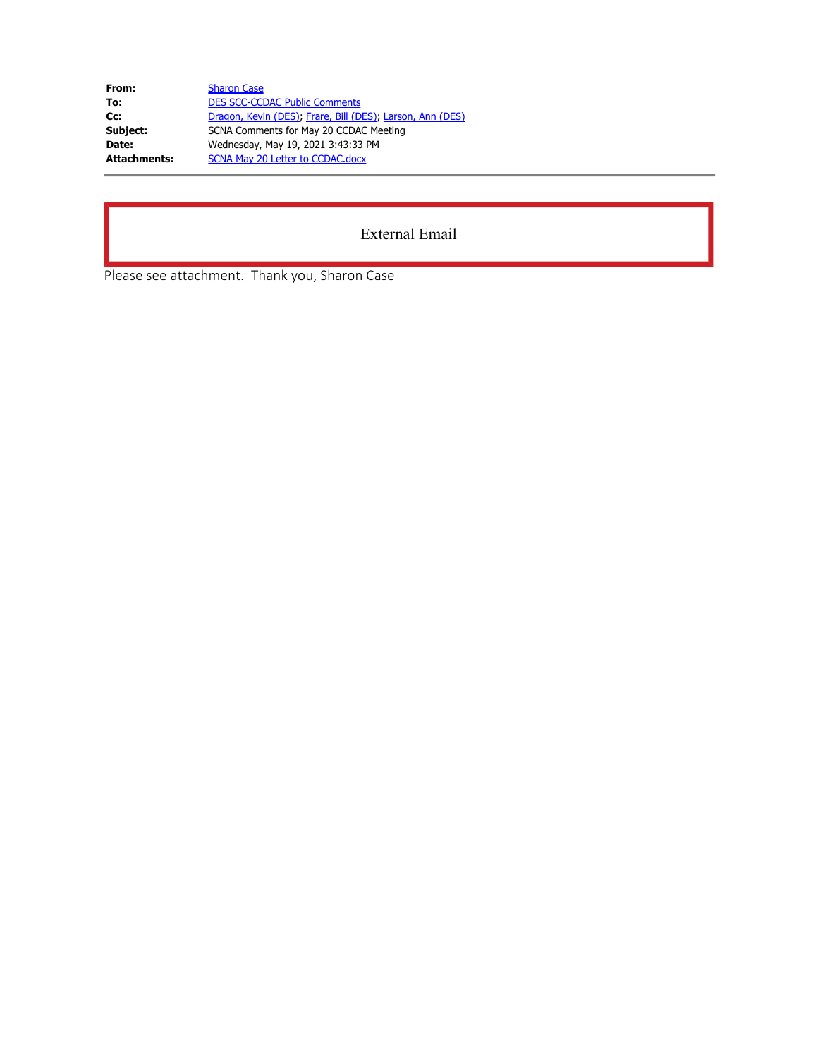| | |
|---|---|
| **From:** | Sharon Case |
| **To:** | DES SCC-CCDAC Public Comments |
| **Cc:** | Dragon, Kevin (DES); Frare, Bill (DES); Larson, Ann (DES) |
| **Subject:** | SCNA Comments for May 20 CCDAC Meeting |
| **Date:** | Wednesday, May 19, 2021 3:43:33 PM |
| **Attachments:** | SCNA May 20 Letter to CCDAC.docx |

External Email

Please see attachment. Thank you, Sharon Case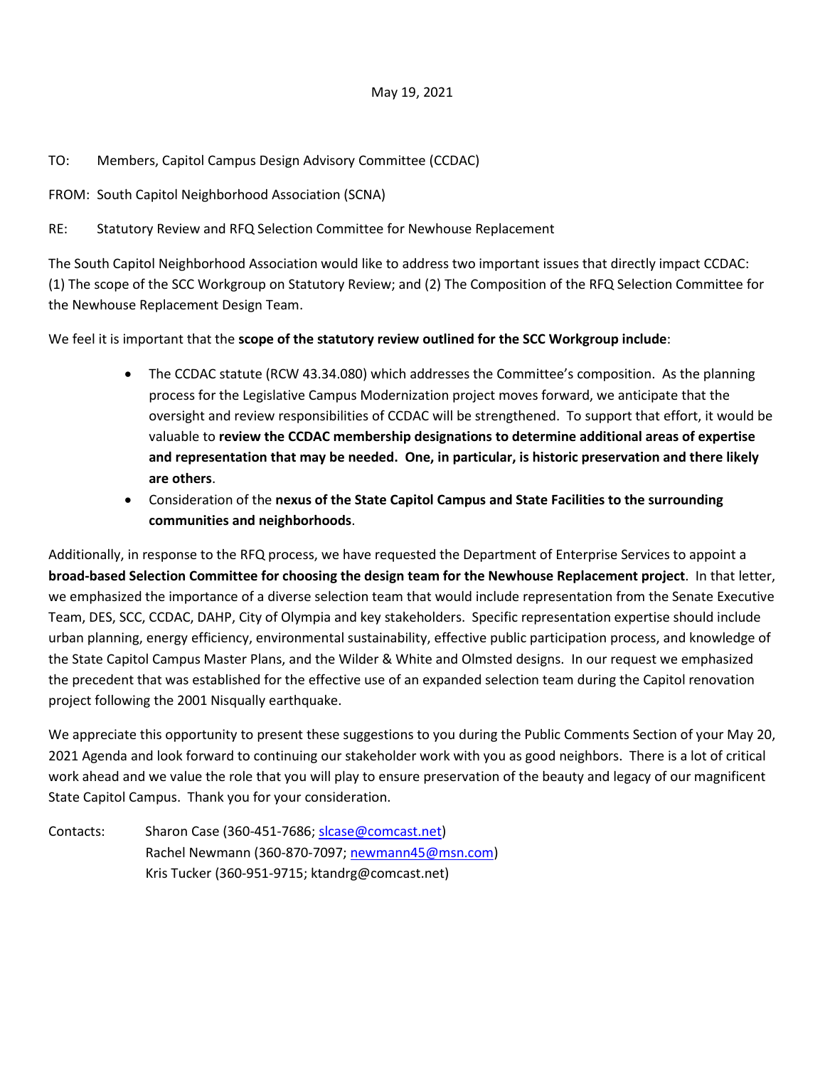May 19, 2021

TO: Members, Capitol Campus Design Advisory Committee (CCDAC)

FROM: South Capitol Neighborhood Association (SCNA)

RE: Statutory Review and RFQ Selection Committee for Newhouse Replacement

The South Capitol Neighborhood Association would like to address two important issues that directly impact CCDAC: (1) The scope of the SCC Workgroup on Statutory Review; and (2) The Composition of the RFQ Selection Committee for the Newhouse Replacement Design Team.

We feel it is important that the **scope of the statutory review outlined for the SCC Workgroup include**:

- The CCDAC statute (RCW 43.34.080) which addresses the Committee's composition. As the planning process for the Legislative Campus Modernization project moves forward, we anticipate that the oversight and review responsibilities of CCDAC will be strengthened. To support that effort, it would be valuable to **review the CCDAC membership designations to determine additional areas of expertise and representation that may be needed. One, in particular, is historic preservation and there likely are others**.
- Consideration of the **nexus of the State Capitol Campus and State Facilities to the surrounding communities and neighborhoods**.

Additionally, in response to the RFQ process, we have requested the Department of Enterprise Services to appoint a **broad-based Selection Committee for choosing the design team for the Newhouse Replacement project**. In that letter, we emphasized the importance of a diverse selection team that would include representation from the Senate Executive Team, DES, SCC, CCDAC, DAHP, City of Olympia and key stakeholders. Specific representation expertise should include urban planning, energy efficiency, environmental sustainability, effective public participation process, and knowledge of the State Capitol Campus Master Plans, and the Wilder & White and Olmsted designs. In our request we emphasized the precedent that was established for the effective use of an expanded selection team during the Capitol renovation project following the 2001 Nisqually earthquake.

We appreciate this opportunity to present these suggestions to you during the Public Comments Section of your May 20, 2021 Agenda and look forward to continuing our stakeholder work with you as good neighbors. There is a lot of critical work ahead and we value the role that you will play to ensure preservation of the beauty and legacy of our magnificent State Capitol Campus. Thank you for your consideration.

Contacts: Sharon Case (360-451-7686; slcase@comcast.net)
Rachel Newmann (360-870-7097; newmann45@msn.com)
Kris Tucker (360-951-9715; ktandrg@comcast.net)